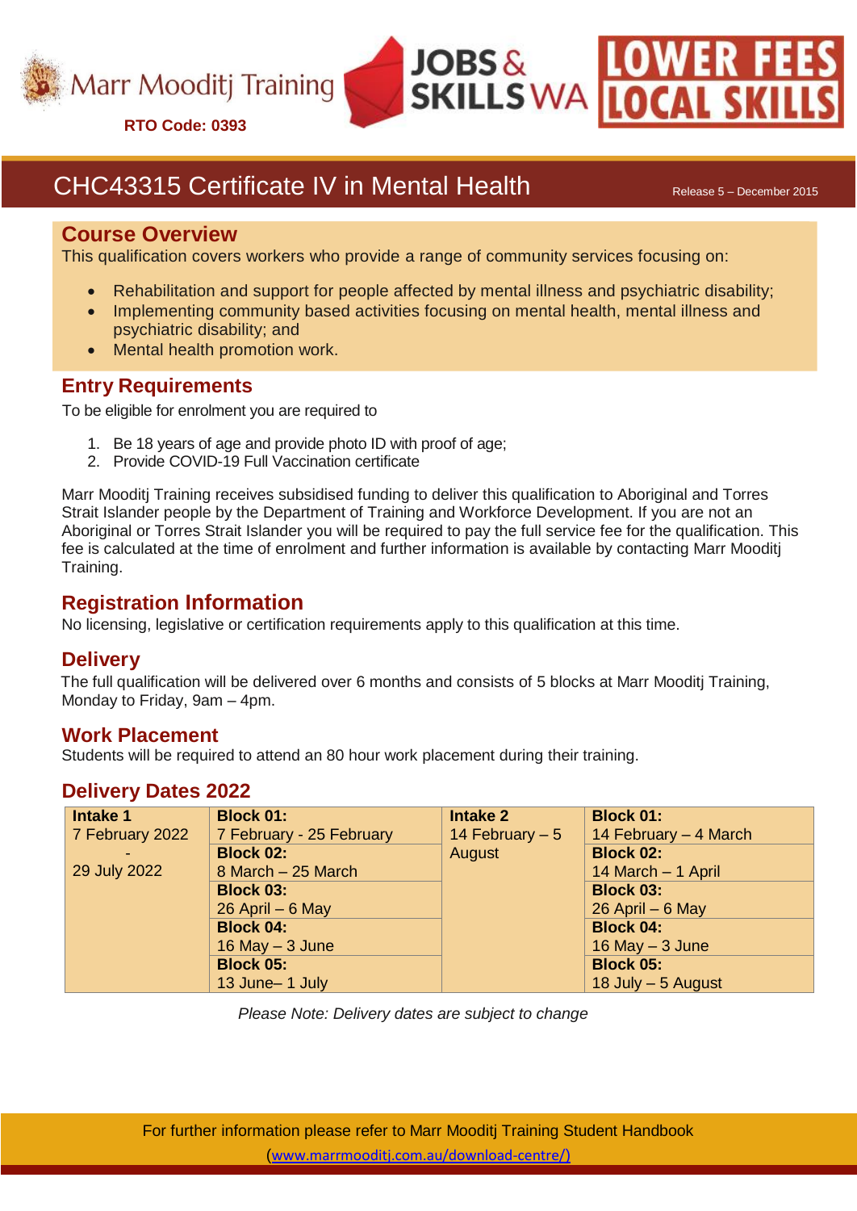Marr Mooditj Training

**RTO Code: 0393**

JOBS & SKILLS WA

LOWER FEES LOCAL SKILLS

# CHC43315 Certificate IV in Mental Health

Release 5 – December 2015

## Course Overview

This qualification covers workers who provide a range of community services focusing on:

- Rehabilitation and support for people affected by mental illness and psychiatric disability;
- Implementing community based activities focusing on mental health, mental illness and psychiatric disability; and
- Mental health promotion work.

## Entry Requirements

To be eligible for enrolment you are required to

1. Be 18 years of age and provide photo ID with proof of age;
2. Provide COVID-19 Full Vaccination certificate

Marr Mooditj Training receives subsidised funding to deliver this qualification to Aboriginal and Torres Strait Islander people by the Department of Training and Workforce Development. If you are not an Aboriginal or Torres Strait Islander you will be required to pay the full service fee for the qualification. This fee is calculated at the time of enrolment and further information is available by contacting Marr Mooditj Training.

## Registration Information

No licensing, legislative or certification requirements apply to this qualification at this time.

## Delivery

The full qualification will be delivered over 6 months and consists of 5 blocks at Marr Mooditj Training, Monday to Friday, 9am – 4pm.

## Work Placement

Students will be required to attend an 80 hour work placement during their training.

## Delivery Dates 2022

| Intake 1 | Block | Intake 2 | Block |
|---|---|---|---|
| 7 February 2022 - 29 July 2022 | **Block 01:** 7 February - 25 February | 14 February – 5 August | **Block 01:** 14 February – 4 March |
| | **Block 02:** 8 March – 25 March | | **Block 02:** 14 March – 1 April |
| | **Block 03:** 26 April – 6 May | | **Block 03:** 26 April – 6 May |
| | **Block 04:** 16 May – 3 June | | **Block 04:** 16 May – 3 June |
| | **Block 05:** 13 June– 1 July | | **Block 05:** 18 July – 5 August |

*Please Note: Delivery dates are subject to change*

For further information please refer to Marr Mooditj Training Student Handbook (www.marrmooditj.com.au/download-centre/)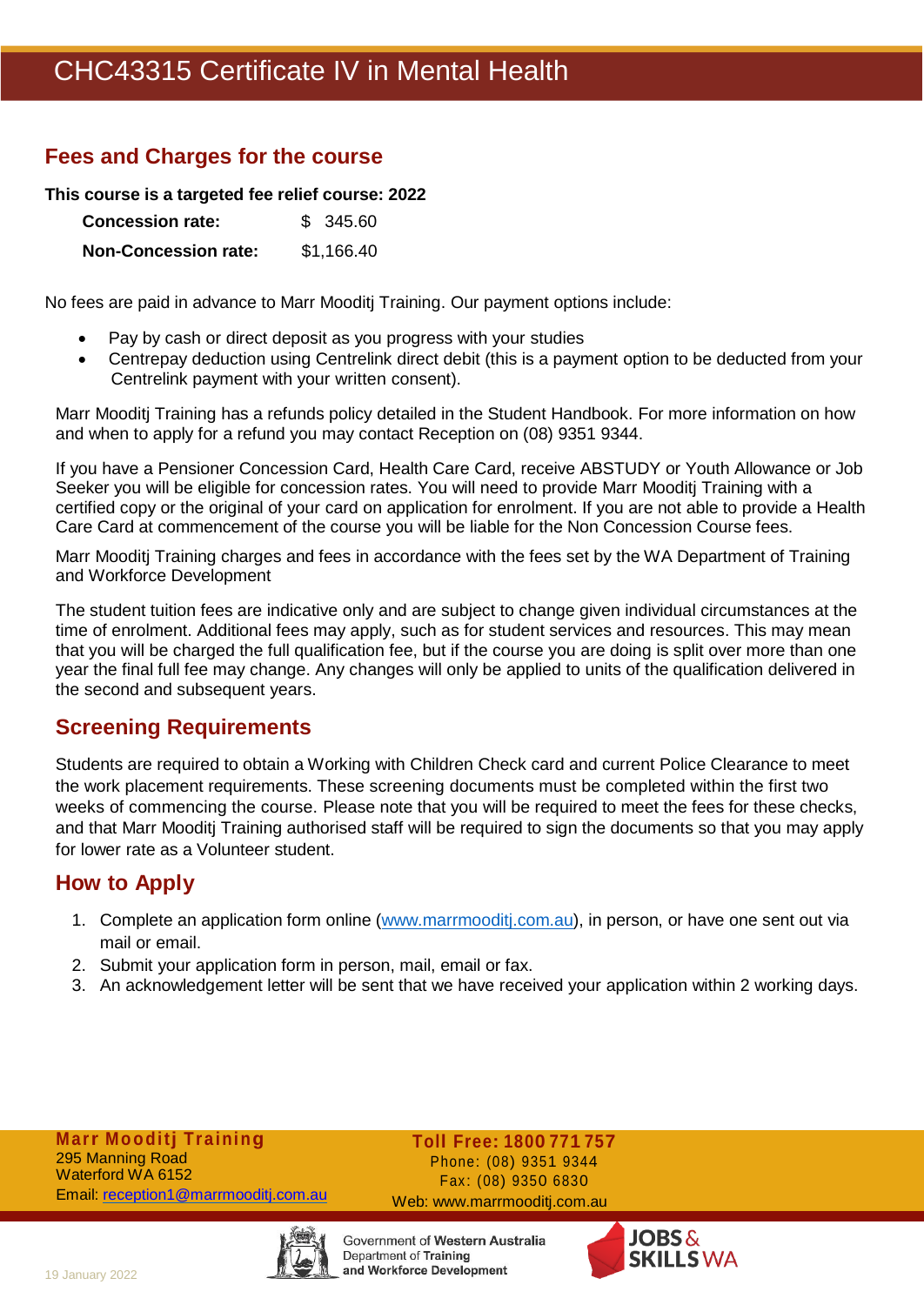# CHC43315 Certificate IV in Mental Health

## Fees and Charges for the course

**This course is a targeted fee relief course: 2022**

| | |
|---|---|
| **Concession rate:** | $ 345.60 |
| **Non-Concession rate:** | $1,166.40 |

No fees are paid in advance to Marr Mooditj Training. Our payment options include:

- Pay by cash or direct deposit as you progress with your studies
- Centrepay deduction using Centrelink direct debit (this is a payment option to be deducted from your Centrelink payment with your written consent).

Marr Mooditj Training has a refunds policy detailed in the Student Handbook. For more information on how and when to apply for a refund you may contact Reception on (08) 9351 9344.

If you have a Pensioner Concession Card, Health Care Card, receive ABSTUDY or Youth Allowance or Job Seeker you will be eligible for concession rates. You will need to provide Marr Mooditj Training with a certified copy or the original of your card on application for enrolment. If you are not able to provide a Health Care Card at commencement of the course you will be liable for the Non Concession Course fees.

Marr Mooditj Training charges and fees in accordance with the fees set by the WA Department of Training and Workforce Development

The student tuition fees are indicative only and are subject to change given individual circumstances at the time of enrolment. Additional fees may apply, such as for student services and resources. This may mean that you will be charged the full qualification fee, but if the course you are doing is split over more than one year the final full fee may change. Any changes will only be applied to units of the qualification delivered in the second and subsequent years.

## Screening Requirements

Students are required to obtain a Working with Children Check card and current Police Clearance to meet the work placement requirements. These screening documents must be completed within the first two weeks of commencing the course. Please note that you will be required to meet the fees for these checks, and that Marr Mooditj Training authorised staff will be required to sign the documents so that you may apply for lower rate as a Volunteer student.

## How to Apply

1. Complete an application form online (www.marrmooditj.com.au), in person, or have one sent out via mail or email.
2. Submit your application form in person, mail, email or fax.
3. An acknowledgement letter will be sent that we have received your application within 2 working days.

**Marr Mooditj Training**
295 Manning Road
Waterford WA 6152
Email: reception1@marrmooditj.com.au

**Toll Free: 1800 771 757**
Phone: (08) 9351 9344
Fax: (08) 9350 6830
Web: www.marrmooditj.com.au

Government of Western Australia
Department of Training and Workforce Development

JOBS & SKILLS WA

19 January 2022